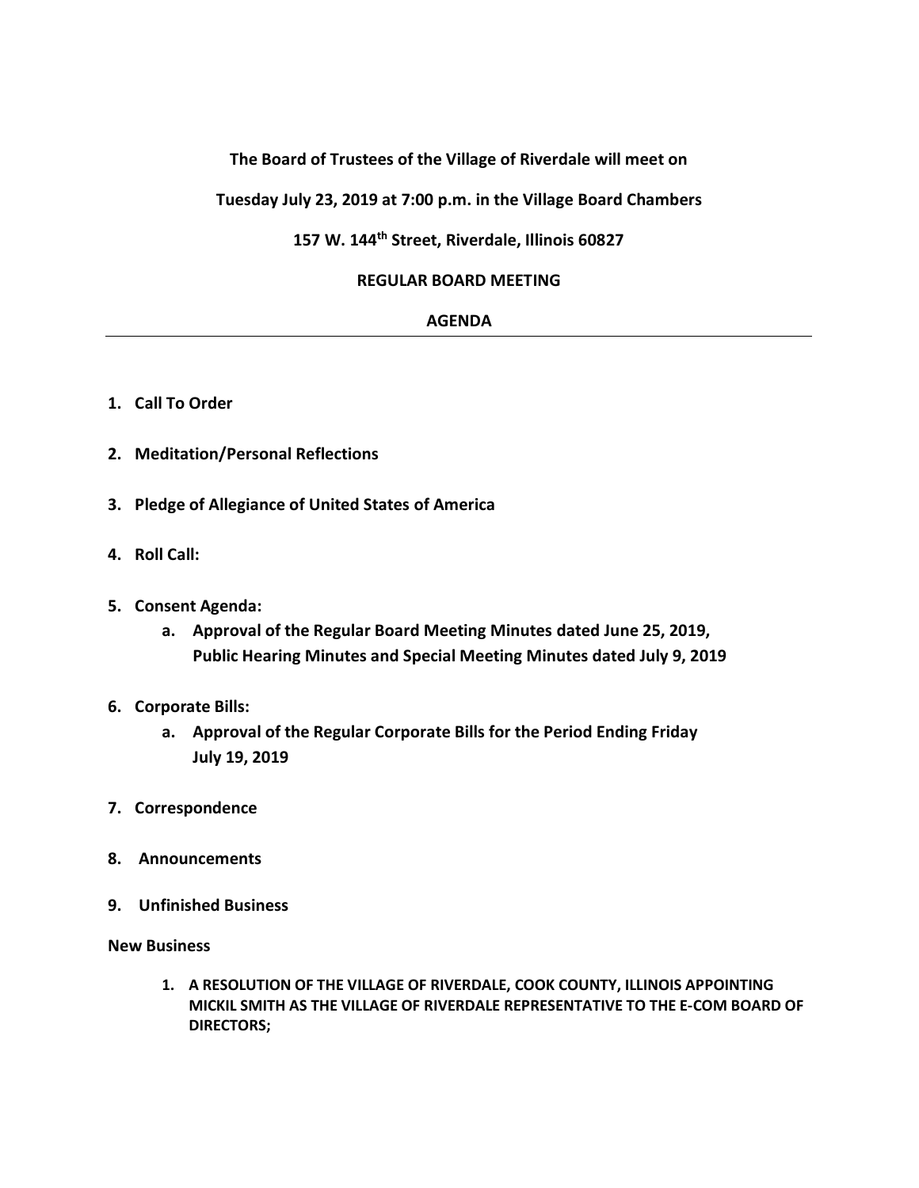**The Board of Trustees of the Village of Riverdale will meet on**

**Tuesday July 23, 2019 at 7:00 p.m. in the Village Board Chambers**

**157 W. 144th Street, Riverdale, Illinois 60827**

**REGULAR BOARD MEETING**

**AGENDA**

---

1. **Call To Order**

2. **Meditation/Personal Reflections**

3. **Pledge of Allegiance of United States of America**

4. **Roll Call:**

5. **Consent Agenda:**
    a. **Approval of the Regular Board Meeting Minutes dated June 25, 2019, Public Hearing Minutes and Special Meeting Minutes dated July 9, 2019**

6. **Corporate Bills:**
    a. **Approval of the Regular Corporate Bills for the Period Ending Friday July 19, 2019**

7. **Correspondence**

8. **Announcements**

9. **Unfinished Business**

**New Business**

1. **A RESOLUTION OF THE VILLAGE OF RIVERDALE, COOK COUNTY, ILLINOIS APPOINTING MICKIL SMITH AS THE VILLAGE OF RIVERDALE REPRESENTATIVE TO THE E-COM BOARD OF DIRECTORS;**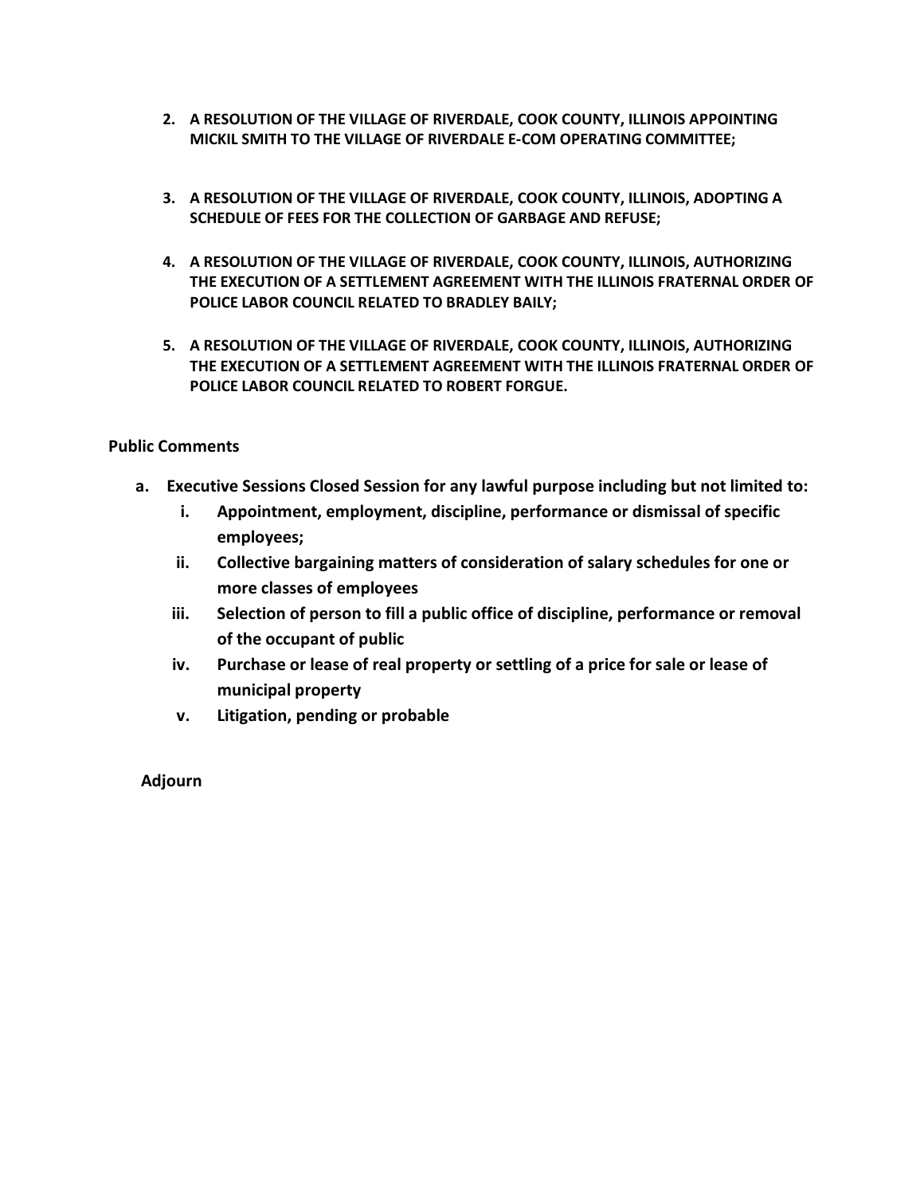2. **A RESOLUTION OF THE VILLAGE OF RIVERDALE, COOK COUNTY, ILLINOIS APPOINTING MICKIL SMITH TO THE VILLAGE OF RIVERDALE E-COM OPERATING COMMITTEE;**

3. **A RESOLUTION OF THE VILLAGE OF RIVERDALE, COOK COUNTY, ILLINOIS, ADOPTING A SCHEDULE OF FEES FOR THE COLLECTION OF GARBAGE AND REFUSE;**

4. **A RESOLUTION OF THE VILLAGE OF RIVERDALE, COOK COUNTY, ILLINOIS, AUTHORIZING THE EXECUTION OF A SETTLEMENT AGREEMENT WITH THE ILLINOIS FRATERNAL ORDER OF POLICE LABOR COUNCIL RELATED TO BRADLEY BAILY;**

5. **A RESOLUTION OF THE VILLAGE OF RIVERDALE, COOK COUNTY, ILLINOIS, AUTHORIZING THE EXECUTION OF A SETTLEMENT AGREEMENT WITH THE ILLINOIS FRATERNAL ORDER OF POLICE LABOR COUNCIL RELATED TO ROBERT FORGUE.**

**Public Comments**

a. **Executive Sessions Closed Session for any lawful purpose including but not limited to:**
   i. **Appointment, employment, discipline, performance or dismissal of specific employees;**
   ii. **Collective bargaining matters of consideration of salary schedules for one or more classes of employees**
   iii. **Selection of person to fill a public office of discipline, performance or removal of the occupant of public**
   iv. **Purchase or lease of real property or settling of a price for sale or lease of municipal property**
   v. **Litigation, pending or probable**

**Adjourn**